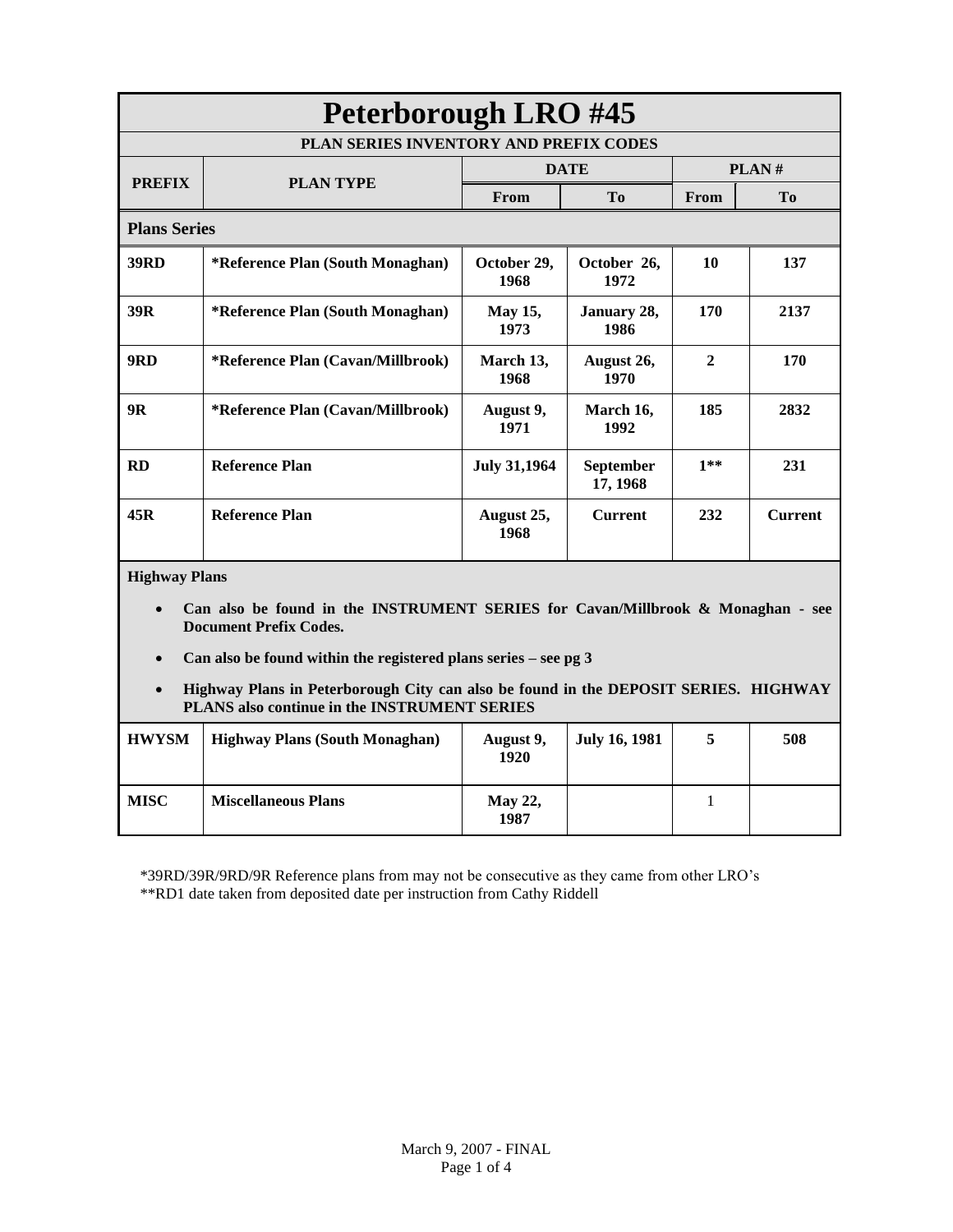# Peterborough LRO #45

## PLAN SERIES INVENTORY AND PREFIX CODES

| PREFIX | PLAN TYPE | DATE | | PLAN # | |
|---|---|---|---|---|---|
| | | From | To | From | To |
| **Plans Series** | | | | | |
| 39RD | *Reference Plan (South Monaghan) | October 29, 1968 | October 26, 1972 | 10 | 137 |
| 39R | *Reference Plan (South Monaghan) | May 15, 1973 | January 28, 1986 | 170 | 2137 |
| 9RD | *Reference Plan (Cavan/Millbrook) | March 13, 1968 | August 26, 1970 | 2 | 170 |
| 9R | *Reference Plan (Cavan/Millbrook) | August 9, 1971 | March 16, 1992 | 185 | 2832 |
| RD | Reference Plan | July 31,1964 | September 17, 1968 | 1** | 231 |
| 45R | Reference Plan | August 25, 1968 | Current | 232 | Current |
| **Highway Plans** | | | | | |
| HWYSM | Highway Plans (South Monaghan) | August 9, 1920 | July 16, 1981 | 5 | 508 |
| MISC | Miscellaneous Plans | May 22, 1987 | | 1 | |

**Highway Plans**

- **Can also be found in the INSTRUMENT SERIES for Cavan/Millbrook & Monaghan - see Document Prefix Codes.**
- **Can also be found within the registered plans series – see pg 3**
- **Highway Plans in Peterborough City can also be found in the DEPOSIT SERIES. HIGHWAY PLANS also continue in the INSTRUMENT SERIES**

*39RD/39R/9RD/9R Reference plans from may not be consecutive as they came from other LRO's
**RD1 date taken from deposited date per instruction from Cathy Riddell

March 9, 2007 - FINAL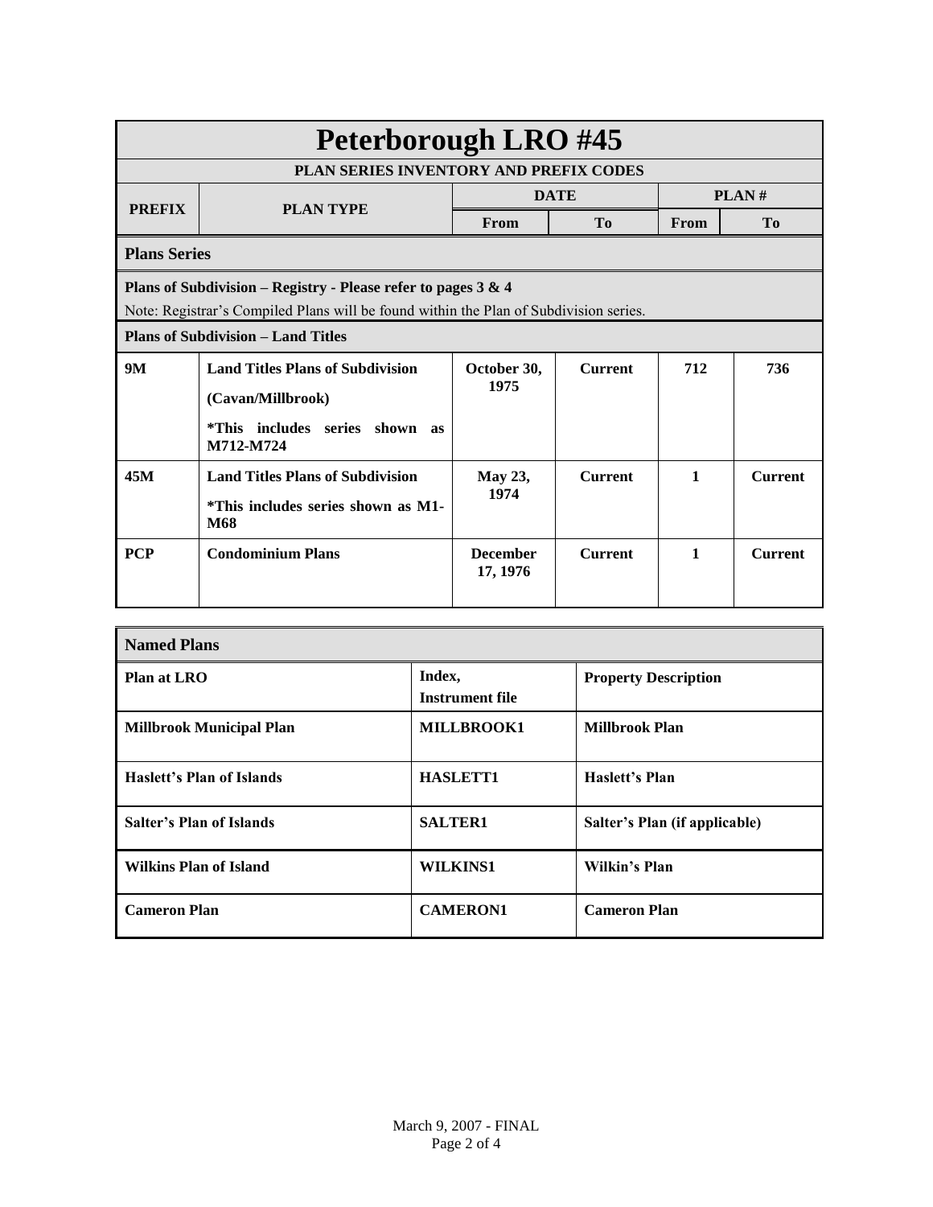# Peterborough LRO #45

## PLAN SERIES INVENTORY AND PREFIX CODES

| PREFIX | PLAN TYPE | DATE | | PLAN # | |
|---|---|---|---|---|---|
| | | From | To | From | To |
| **Plans Series** | | | | | |
| **Plans of Subdivision – Registry - Please refer to pages 3 & 4** Note: Registrar's Compiled Plans will be found within the Plan of Subdivision series. | | | | | |
| **Plans of Subdivision – Land Titles** | | | | | |
| **9M** | **Land Titles Plans of Subdivision** **(Cavan/Millbrook)** ***This includes series shown as M712-M724** | **October 30, 1975** | **Current** | **712** | **736** |
| **45M** | **Land Titles Plans of Subdivision** ***This includes series shown as M1-M68** | **May 23, 1974** | **Current** | **1** | **Current** |
| **PCP** | **Condominium Plans** | **December 17, 1976** | **Current** | **1** | **Current** |

## Named Plans

| Plan at LRO | Index, Instrument file | Property Description |
|---|---|---|
| **Millbrook Municipal Plan** | **MILLBROOK1** | **Millbrook Plan** |
| **Haslett's Plan of Islands** | **HASLETT1** | **Haslett's Plan** |
| **Salter's Plan of Islands** | **SALTER1** | **Salter's Plan (if applicable)** |
| **Wilkins Plan of Island** | **WILKINS1** | **Wilkin's Plan** |
| **Cameron Plan** | **CAMERON1** | **Cameron Plan** |

March 9, 2007 - FINAL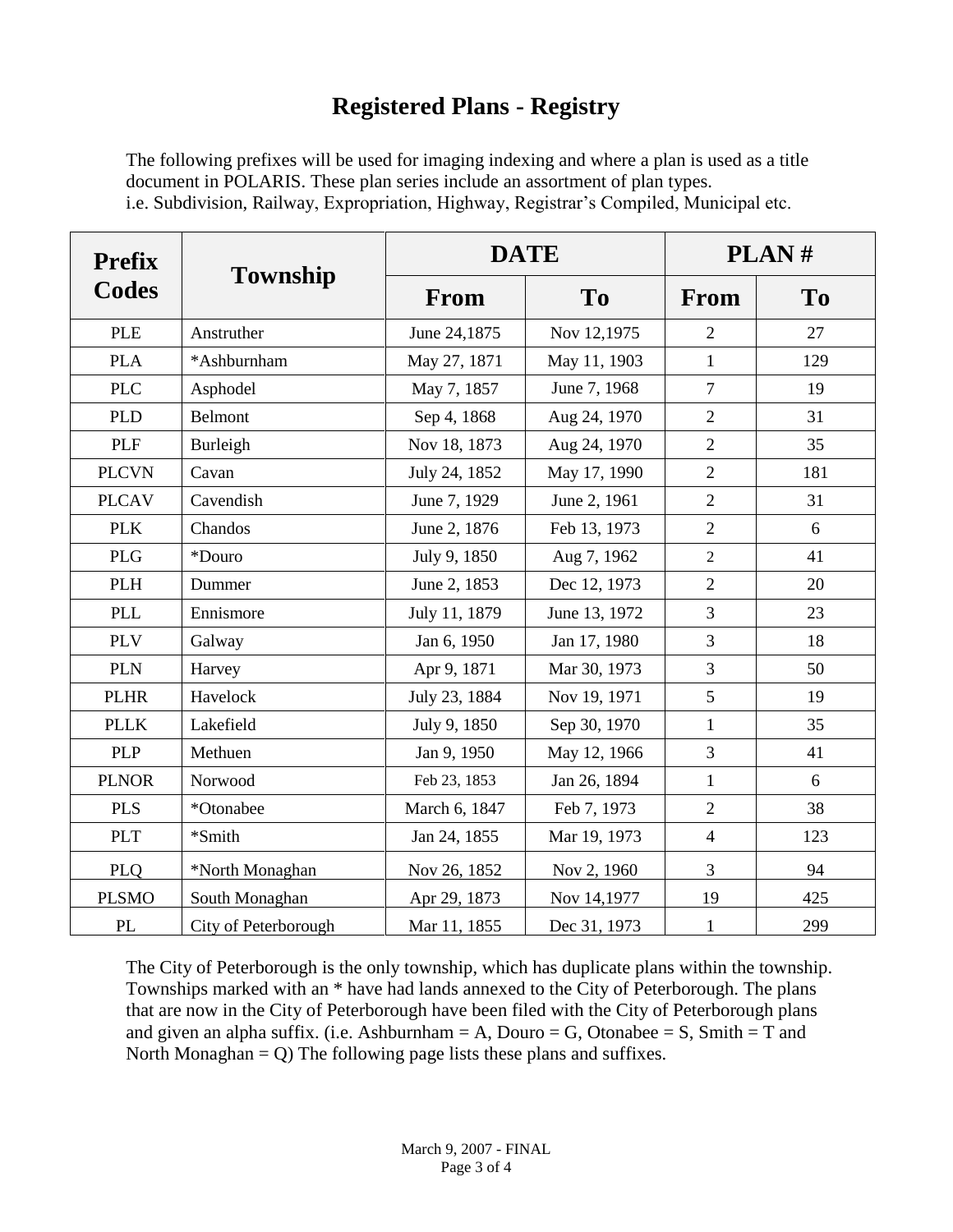# Registered Plans - Registry

The following prefixes will be used for imaging indexing and where a plan is used as a title document in POLARIS. These plan series include an assortment of plan types. i.e. Subdivision, Railway, Expropriation, Highway, Registrar's Compiled, Municipal etc.

| Prefix Codes | Township | DATE | | PLAN # | |
|---|---|---|---|---|---|
| | | From | To | From | To |
| PLE | Anstruther | June 24,1875 | Nov 12,1975 | 2 | 27 |
| PLA | *Ashburnham | May 27, 1871 | May 11, 1903 | 1 | 129 |
| PLC | Asphodel | May 7, 1857 | June 7, 1968 | 7 | 19 |
| PLD | Belmont | Sep 4, 1868 | Aug 24, 1970 | 2 | 31 |
| PLF | Burleigh | Nov 18, 1873 | Aug 24, 1970 | 2 | 35 |
| PLCVN | Cavan | July 24, 1852 | May 17, 1990 | 2 | 181 |
| PLCAV | Cavendish | June 7, 1929 | June 2, 1961 | 2 | 31 |
| PLK | Chandos | June 2, 1876 | Feb 13, 1973 | 2 | 6 |
| PLG | *Douro | July 9, 1850 | Aug 7, 1962 | 2 | 41 |
| PLH | Dummer | June 2, 1853 | Dec 12, 1973 | 2 | 20 |
| PLL | Ennismore | July 11, 1879 | June 13, 1972 | 3 | 23 |
| PLV | Galway | Jan 6, 1950 | Jan 17, 1980 | 3 | 18 |
| PLN | Harvey | Apr 9, 1871 | Mar 30, 1973 | 3 | 50 |
| PLHR | Havelock | July 23, 1884 | Nov 19, 1971 | 5 | 19 |
| PLLK | Lakefield | July 9, 1850 | Sep 30, 1970 | 1 | 35 |
| PLP | Methuen | Jan 9, 1950 | May 12, 1966 | 3 | 41 |
| PLNOR | Norwood | Feb 23, 1853 | Jan 26, 1894 | 1 | 6 |
| PLS | *Otonabee | March 6, 1847 | Feb 7, 1973 | 2 | 38 |
| PLT | *Smith | Jan 24, 1855 | Mar 19, 1973 | 4 | 123 |
| PLQ | *North Monaghan | Nov 26, 1852 | Nov 2, 1960 | 3 | 94 |
| PLSMO | South Monaghan | Apr 29, 1873 | Nov 14,1977 | 19 | 425 |
| PL | City of Peterborough | Mar 11, 1855 | Dec 31, 1973 | 1 | 299 |

The City of Peterborough is the only township, which has duplicate plans within the township. Townships marked with an * have had lands annexed to the City of Peterborough. The plans that are now in the City of Peterborough have been filed with the City of Peterborough plans and given an alpha suffix. (i.e. Ashburnham = A, Douro = G, Otonabee = S, Smith = T and North Monaghan = Q) The following page lists these plans and suffixes.

March 9, 2007 - FINAL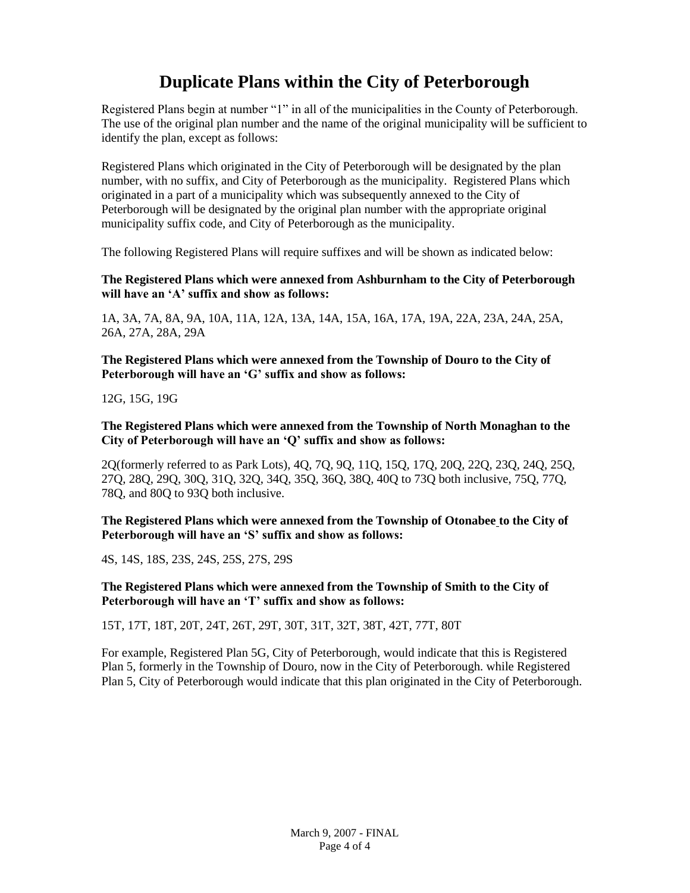# Duplicate Plans within the City of Peterborough

Registered Plans begin at number "1" in all of the municipalities in the County of Peterborough. The use of the original plan number and the name of the original municipality will be sufficient to identify the plan, except as follows:

Registered Plans which originated in the City of Peterborough will be designated by the plan number, with no suffix, and City of Peterborough as the municipality. Registered Plans which originated in a part of a municipality which was subsequently annexed to the City of Peterborough will be designated by the original plan number with the appropriate original municipality suffix code, and City of Peterborough as the municipality.

The following Registered Plans will require suffixes and will be shown as indicated below:

**The Registered Plans which were annexed from Ashburnham to the City of Peterborough will have an 'A' suffix and show as follows:**

1A, 3A, 7A, 8A, 9A, 10A, 11A, 12A, 13A, 14A, 15A, 16A, 17A, 19A, 22A, 23A, 24A, 25A, 26A, 27A, 28A, 29A

**The Registered Plans which were annexed from the Township of Douro to the City of Peterborough will have an 'G' suffix and show as follows:**

12G, 15G, 19G

**The Registered Plans which were annexed from the Township of North Monaghan to the City of Peterborough will have an 'Q' suffix and show as follows:**

2Q(formerly referred to as Park Lots), 4Q, 7Q, 9Q, 11Q, 15Q, 17Q, 20Q, 22Q, 23Q, 24Q, 25Q, 27Q, 28Q, 29Q, 30Q, 31Q, 32Q, 34Q, 35Q, 36Q, 38Q, 40Q to 73Q both inclusive, 75Q, 77Q, 78Q, and 80Q to 93Q both inclusive.

**The Registered Plans which were annexed from the Township of Otonabee to the City of Peterborough will have an 'S' suffix and show as follows:**

4S, 14S, 18S, 23S, 24S, 25S, 27S, 29S

**The Registered Plans which were annexed from the Township of Smith to the City of Peterborough will have an 'T' suffix and show as follows:**

15T, 17T, 18T, 20T, 24T, 26T, 29T, 30T, 31T, 32T, 38T, 42T, 77T, 80T

For example, Registered Plan 5G, City of Peterborough, would indicate that this is Registered Plan 5, formerly in the Township of Douro, now in the City of Peterborough. while Registered Plan 5, City of Peterborough would indicate that this plan originated in the City of Peterborough.

March 9, 2007 - FINAL